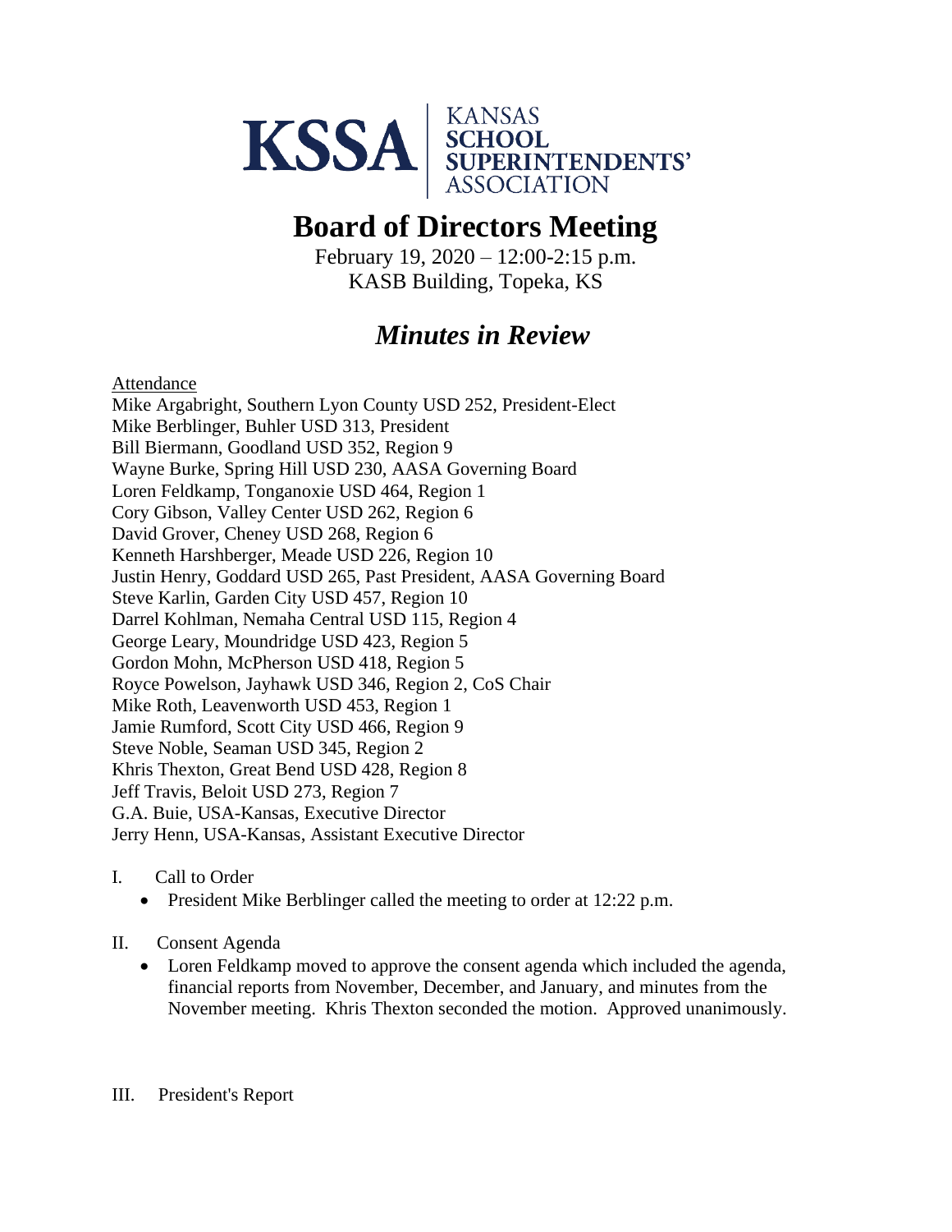KSSA | KANSAS SCHOOL SUPERINTENDENTS' ASSOCIATION

# Board of Directors Meeting

February 19, 2020 – 12:00-2:15 p.m.
KASB Building, Topeka, KS

## *Minutes in Review*

Attendance

Mike Argabright, Southern Lyon County USD 252, President-Elect
Mike Berblinger, Buhler USD 313, President
Bill Biermann, Goodland USD 352, Region 9
Wayne Burke, Spring Hill USD 230, AASA Governing Board
Loren Feldkamp, Tonganoxie USD 464, Region 1
Cory Gibson, Valley Center USD 262, Region 6
David Grover, Cheney USD 268, Region 6
Kenneth Harshberger, Meade USD 226, Region 10
Justin Henry, Goddard USD 265, Past President, AASA Governing Board
Steve Karlin, Garden City USD 457, Region 10
Darrel Kohlman, Nemaha Central USD 115, Region 4
George Leary, Moundridge USD 423, Region 5
Gordon Mohn, McPherson USD 418, Region 5
Royce Powelson, Jayhawk USD 346, Region 2, CoS Chair
Mike Roth, Leavenworth USD 453, Region 1
Jamie Rumford, Scott City USD 466, Region 9
Steve Noble, Seaman USD 345, Region 2
Khris Thexton, Great Bend USD 428, Region 8
Jeff Travis, Beloit USD 273, Region 7
G.A. Buie, USA-Kansas, Executive Director
Jerry Henn, USA-Kansas, Assistant Executive Director

I. Call to Order
- President Mike Berblinger called the meeting to order at 12:22 p.m.

II. Consent Agenda
- Loren Feldkamp moved to approve the consent agenda which included the agenda, financial reports from November, December, and January, and minutes from the November meeting. Khris Thexton seconded the motion. Approved unanimously.

III. President's Report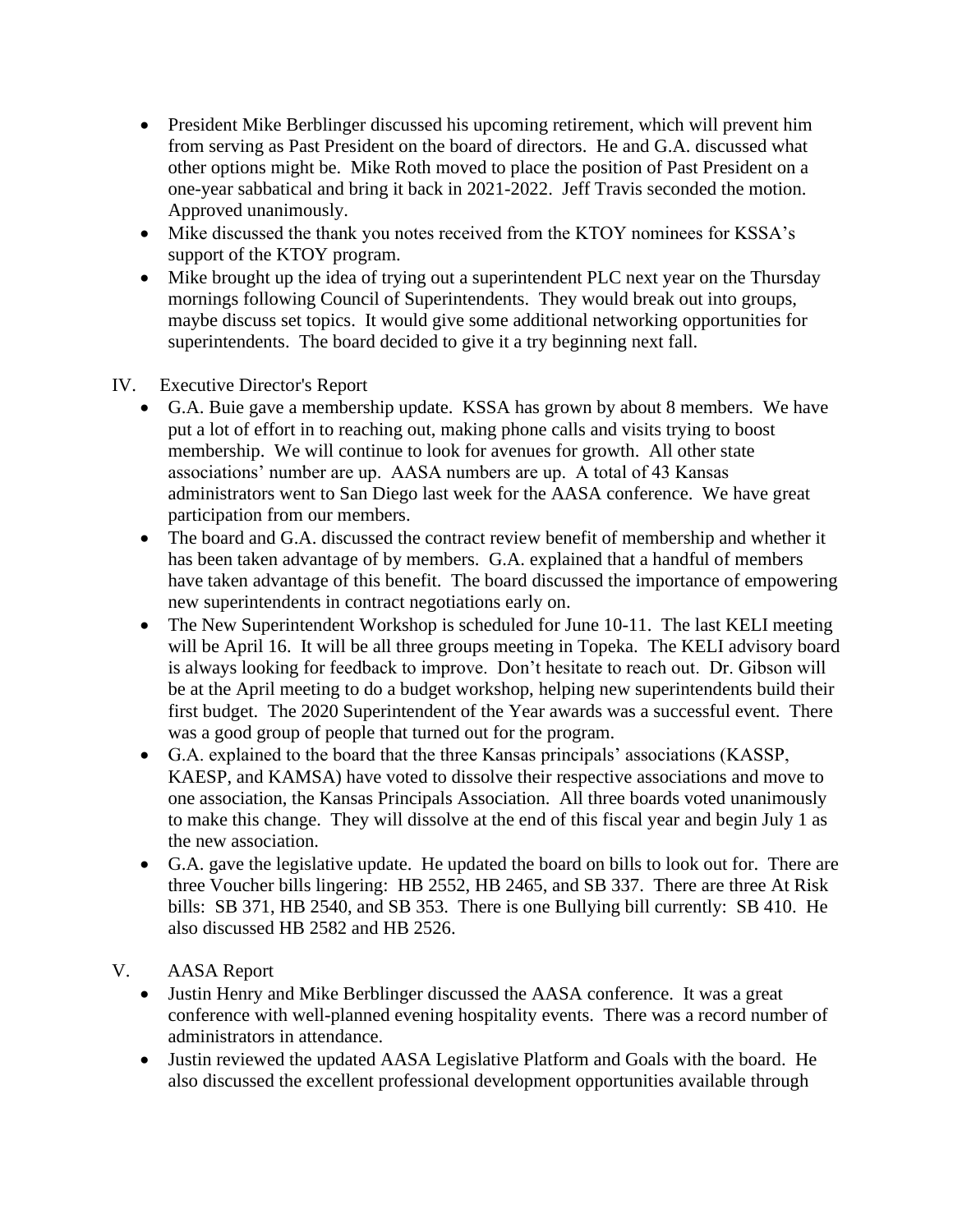- President Mike Berblinger discussed his upcoming retirement, which will prevent him from serving as Past President on the board of directors. He and G.A. discussed what other options might be. Mike Roth moved to place the position of Past President on a one-year sabbatical and bring it back in 2021-2022. Jeff Travis seconded the motion. Approved unanimously.
- Mike discussed the thank you notes received from the KTOY nominees for KSSA's support of the KTOY program.
- Mike brought up the idea of trying out a superintendent PLC next year on the Thursday mornings following Council of Superintendents. They would break out into groups, maybe discuss set topics. It would give some additional networking opportunities for superintendents. The board decided to give it a try beginning next fall.

IV. Executive Director's Report

- G.A. Buie gave a membership update. KSSA has grown by about 8 members. We have put a lot of effort in to reaching out, making phone calls and visits trying to boost membership. We will continue to look for avenues for growth. All other state associations' number are up. AASA numbers are up. A total of 43 Kansas administrators went to San Diego last week for the AASA conference. We have great participation from our members.
- The board and G.A. discussed the contract review benefit of membership and whether it has been taken advantage of by members. G.A. explained that a handful of members have taken advantage of this benefit. The board discussed the importance of empowering new superintendents in contract negotiations early on.
- The New Superintendent Workshop is scheduled for June 10-11. The last KELI meeting will be April 16. It will be all three groups meeting in Topeka. The KELI advisory board is always looking for feedback to improve. Don't hesitate to reach out. Dr. Gibson will be at the April meeting to do a budget workshop, helping new superintendents build their first budget. The 2020 Superintendent of the Year awards was a successful event. There was a good group of people that turned out for the program.
- G.A. explained to the board that the three Kansas principals' associations (KASSP, KAESP, and KAMSA) have voted to dissolve their respective associations and move to one association, the Kansas Principals Association. All three boards voted unanimously to make this change. They will dissolve at the end of this fiscal year and begin July 1 as the new association.
- G.A. gave the legislative update. He updated the board on bills to look out for. There are three Voucher bills lingering: HB 2552, HB 2465, and SB 337. There are three At Risk bills: SB 371, HB 2540, and SB 353. There is one Bullying bill currently: SB 410. He also discussed HB 2582 and HB 2526.

V. AASA Report

- Justin Henry and Mike Berblinger discussed the AASA conference. It was a great conference with well-planned evening hospitality events. There was a record number of administrators in attendance.
- Justin reviewed the updated AASA Legislative Platform and Goals with the board. He also discussed the excellent professional development opportunities available through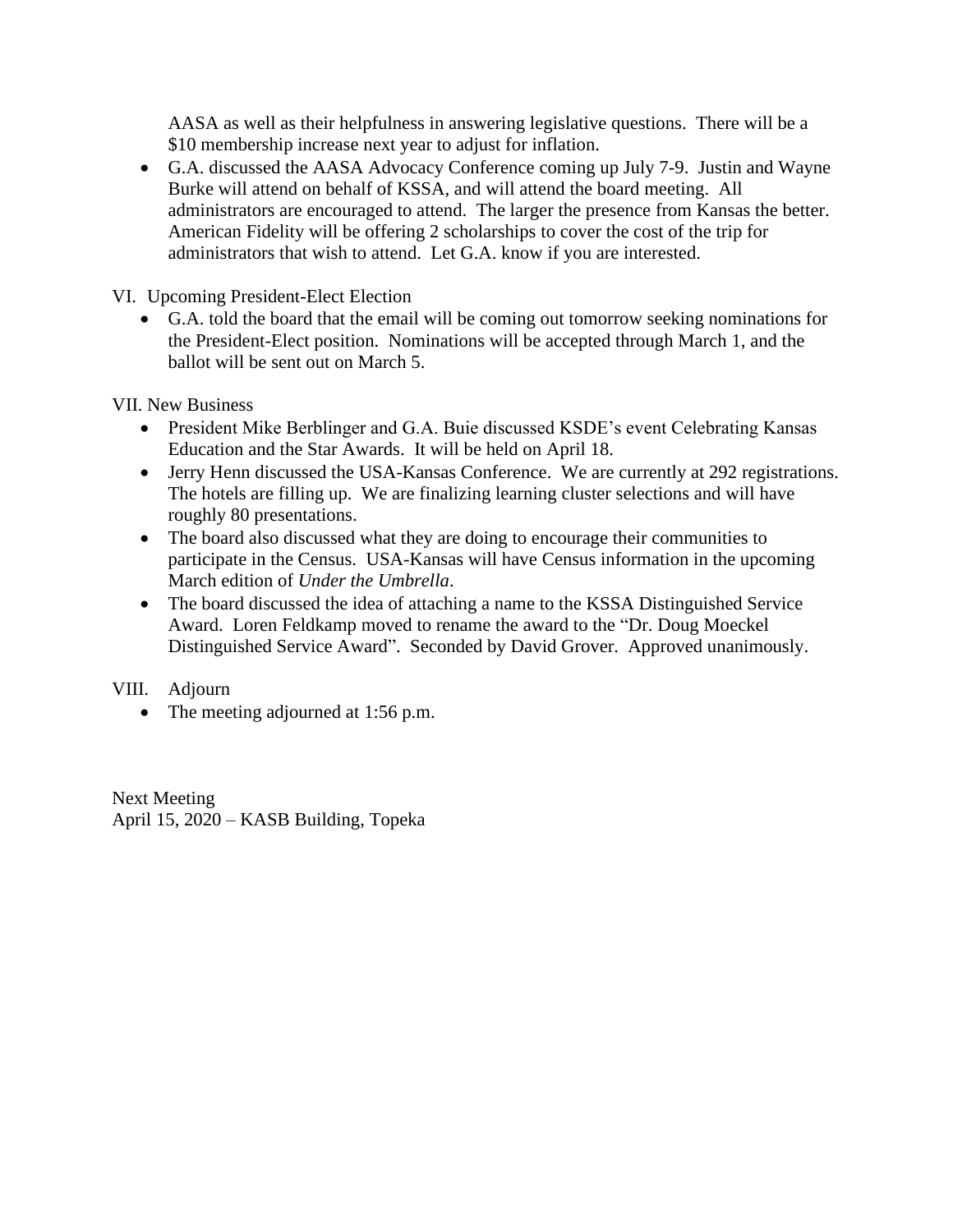AASA as well as their helpfulness in answering legislative questions. There will be a $10 membership increase next year to adjust for inflation.

- G.A. discussed the AASA Advocacy Conference coming up July 7-9. Justin and Wayne Burke will attend on behalf of KSSA, and will attend the board meeting. All administrators are encouraged to attend. The larger the presence from Kansas the better. American Fidelity will be offering 2 scholarships to cover the cost of the trip for administrators that wish to attend. Let G.A. know if you are interested.

VI. Upcoming President-Elect Election

- G.A. told the board that the email will be coming out tomorrow seeking nominations for the President-Elect position. Nominations will be accepted through March 1, and the ballot will be sent out on March 5.

VII. New Business

- President Mike Berblinger and G.A. Buie discussed KSDE's event Celebrating Kansas Education and the Star Awards. It will be held on April 18.
- Jerry Henn discussed the USA-Kansas Conference. We are currently at 292 registrations. The hotels are filling up. We are finalizing learning cluster selections and will have roughly 80 presentations.
- The board also discussed what they are doing to encourage their communities to participate in the Census. USA-Kansas will have Census information in the upcoming March edition of *Under the Umbrella*.
- The board discussed the idea of attaching a name to the KSSA Distinguished Service Award. Loren Feldkamp moved to rename the award to the "Dr. Doug Moeckel Distinguished Service Award". Seconded by David Grover. Approved unanimously.

VIII. Adjourn

- The meeting adjourned at 1:56 p.m.

Next Meeting
April 15, 2020 – KASB Building, Topeka